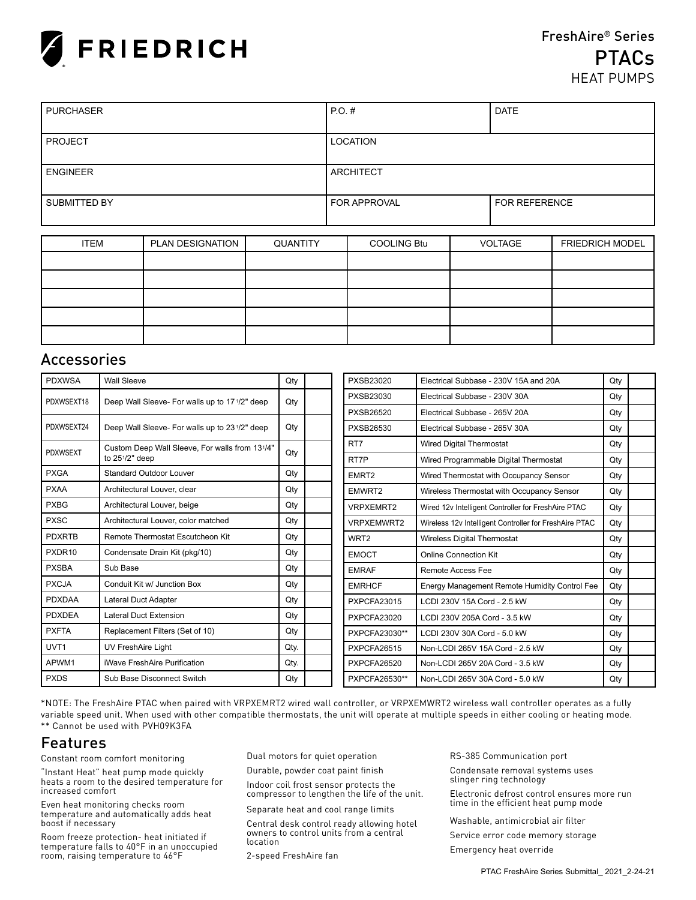# FRIEDRICH

FreshAire® Series
PTACs
HEAT PUMPS

| PURCHASER | P.O. # | DATE |
|---|---|---|
| PROJECT | LOCATION | |
| ENGINEER | ARCHITECT | |
| SUBMITTED BY | FOR APPROVAL | FOR REFERENCE |

| ITEM | PLAN DESIGNATION | QUANTITY | COOLING Btu | VOLTAGE | FRIEDRICH MODEL |
|---|---|---|---|---|---|
| | | | | | |
| | | | | | |
| | | | | | |
| | | | | | |
| | | | | | |

## Accessories

| | | | |
|---|---|---|---|
| PDXWSA | Wall Sleeve | Qty | |
| PDXWSEXT18 | Deep Wall Sleeve- For walls up to 17 1/2" deep | Qty | |
| PDXWSEXT24 | Deep Wall Sleeve- For walls up to 23 1/2" deep | Qty | |
| PDXWSEXT | Custom Deep Wall Sleeve, For walls from 13 1/4" to 25 1/2" deep | Qty | |
| PXGA | Standard Outdoor Louver | Qty | |
| PXAA | Architectural Louver, clear | Qty | |
| PXBG | Architectural Louver, beige | Qty | |
| PXSC | Architectural Louver, color matched | Qty | |
| PDXRTB | Remote Thermostat Escutcheon Kit | Qty | |
| PXDR10 | Condensate Drain Kit (pkg/10) | Qty | |
| PXSBA | Sub Base | Qty | |
| PXCJA | Conduit Kit w/ Junction Box | Qty | |
| PDXDAA | Lateral Duct Adapter | Qty | |
| PDXDEA | Lateral Duct Extension | Qty | |
| PXFTA | Replacement Filters (Set of 10) | Qty | |
| UVT1 | UV FreshAire Light | Qty. | |
| APWM1 | iWave FreshAire Purification | Qty. | |
| PXDS | Sub Base Disconnect Switch | Qty | |

| | | | |
|---|---|---|---|
| PXSB23020 | Electrical Subbase - 230V 15A and 20A | Qty | |
| PXSB23030 | Electrical Subbase - 230V 30A | Qty | |
| PXSB26520 | Electrical Subbase - 265V 20A | Qty | |
| PXSB26530 | Electrical Subbase - 265V 30A | Qty | |
| RT7 | Wired Digital Thermostat | Qty | |
| RT7P | Wired Programmable Digital Thermostat | Qty | |
| EMRT2 | Wired Thermostat with Occupancy Sensor | Qty | |
| EMWRT2 | Wireless Thermostat with Occupancy Sensor | Qty | |
| VRPXEMRT2 | Wired 12v Intelligent Controller for FreshAire PTAC | Qty | |
| VRPXEMWRT2 | Wireless 12v Intelligent Controller for FreshAire PTAC | Qty | |
| WRT2 | Wireless Digital Thermostat | Qty | |
| EMOCT | Online Connection Kit | Qty | |
| EMRAF | Remote Access Fee | Qty | |
| EMRHCF | Energy Management Remote Humidity Control Fee | Qty | |
| PXPCFA23015 | LCDI 230V 15A Cord - 2.5 kW | Qty | |
| PXPCFA23020 | LCDI 230V 205A Cord - 3.5 kW | Qty | |
| PXPCFA23030** | LCDI 230V 30A Cord - 5.0 kW | Qty | |
| PXPCFA26515 | Non-LCDI 265V 15A Cord - 2.5 kW | Qty | |
| PXPCFA26520 | Non-LCDI 265V 20A Cord - 3.5 kW | Qty | |
| PXPCFA26530** | Non-LCDI 265V 30A Cord - 5.0 kW | Qty | |

*NOTE: The FreshAire PTAC when paired with VRPXEMRT2 wired wall controller, or VRPXEMWRT2 wireless wall controller operates as a fully variable speed unit. When used with other compatible thermostats, the unit will operate at multiple speeds in either cooling or heating mode.
** Cannot be used with PVH09K3FA

## Features

- Constant room comfort monitoring
- "Instant Heat" heat pump mode quickly heats a room to the desired temperature for increased comfort
- Even heat monitoring checks room temperature and automatically adds heat boost if necessary
- Room freeze protection- heat initiated if temperature falls to 40°F in an unoccupied room, raising temperature to 46°F
- Dual motors for quiet operation
- Durable, powder coat paint finish
- Indoor coil frost sensor protects the compressor to lengthen the life of the unit.
- Separate heat and cool range limits
- Central desk control ready allowing hotel owners to control units from a central location
- 2-speed FreshAire fan
- RS-385 Communication port
- Condensate removal systems uses slinger ring technology
- Electronic defrost control ensures more run time in the efficient heat pump mode
- Washable, antimicrobial air filter
- Service error code memory storage
- Emergency heat override

PTAC FreshAire Series Submittal_ 2021_2-24-21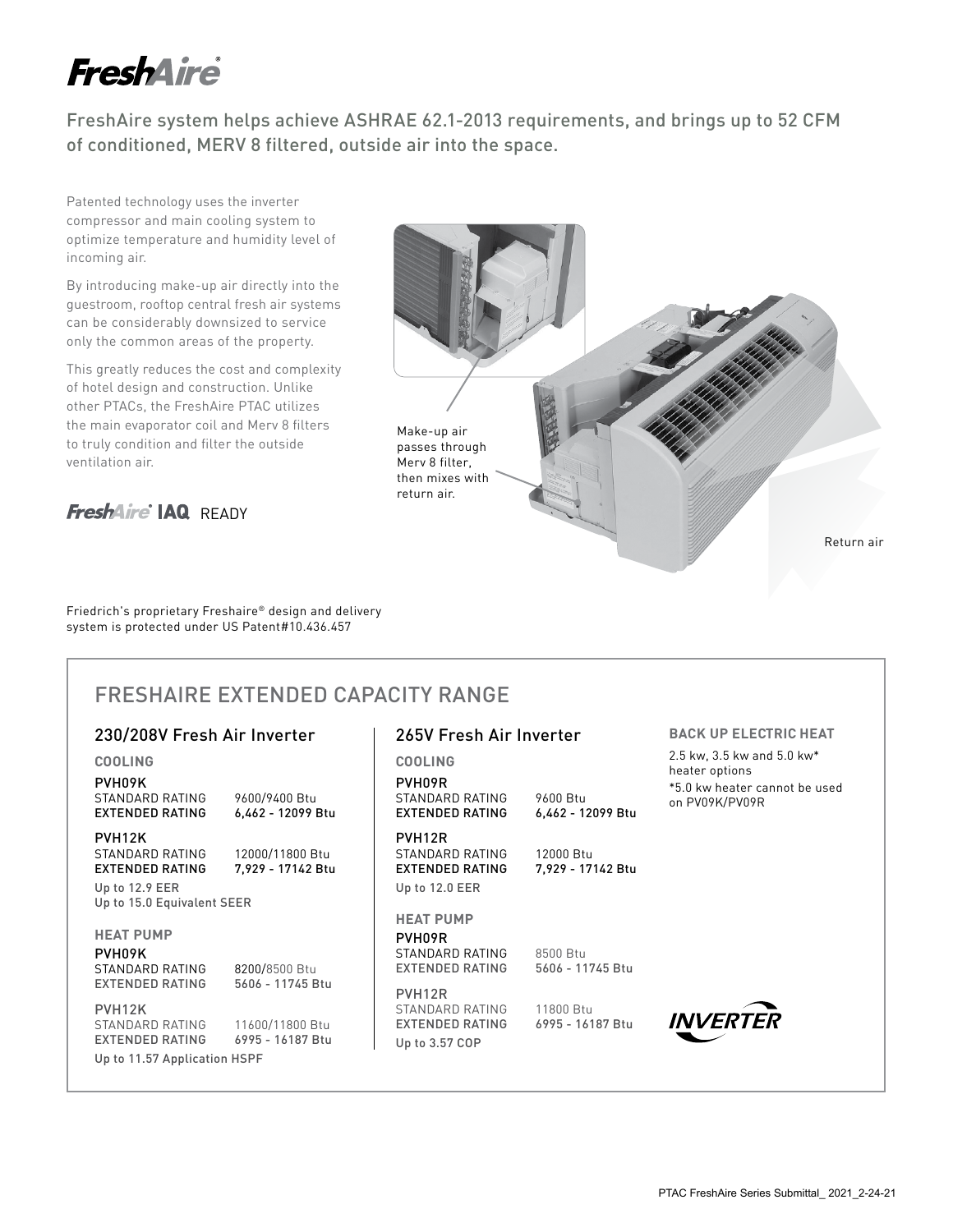# FreshAire®

FreshAire system helps achieve ASHRAE 62.1-2013 requirements, and brings up to 52 CFM of conditioned, MERV 8 filtered, outside air into the space.

Patented technology uses the inverter compressor and main cooling system to optimize temperature and humidity level of incoming air.

By introducing make-up air directly into the guestroom, rooftop central fresh air systems can be considerably downsized to service only the common areas of the property.

This greatly reduces the cost and complexity of hotel design and construction. Unlike other PTACs, the FreshAire PTAC utilizes the main evaporator coil and Merv 8 filters to truly condition and filter the outside ventilation air.

FreshAire® IAQ READY

Make-up air passes through Merv 8 filter, then mixes with return air.

Return air

Friedrich's proprietary Freshaire® design and delivery system is protected under US Patent#10.436.457

## FRESHAIRE EXTENDED CAPACITY RANGE

### 230/208V Fresh Air Inverter

**COOLING**

| | |
|---|---|
| **PVH09K** | |
| STANDARD RATING | 9600/9400 Btu |
| **EXTENDED RATING** | **6,462 - 12099 Btu** |
| **PVH12K** | |
| STANDARD RATING | 12000/11800 Btu |
| **EXTENDED RATING** | **7,929 - 17142 Btu** |

Up to 12.9 EER
Up to 15.0 Equivalent SEER

**HEAT PUMP**

| | |
|---|---|
| **PVH09K** | |
| STANDARD RATING | 8200/8500 Btu |
| EXTENDED RATING | 5606 - 11745 Btu |
| **PVH12K** | |
| STANDARD RATING | 11600/11800 Btu |
| EXTENDED RATING | 6995 - 16187 Btu |

Up to 11.57 Application HSPF

### 265V Fresh Air Inverter

**COOLING**

| | |
|---|---|
| **PVH09R** | |
| STANDARD RATING | 9600 Btu |
| **EXTENDED RATING** | **6,462 - 12099 Btu** |
| **PVH12R** | |
| STANDARD RATING | 12000 Btu |
| **EXTENDED RATING** | **7,929 - 17142 Btu** |

Up to 12.0 EER

**HEAT PUMP**

| | |
|---|---|
| **PVH09R** | |
| STANDARD RATING | 8500 Btu |
| EXTENDED RATING | 5606 - 11745 Btu |
| **PVH12R** | |
| STANDARD RATING | 11800 Btu |
| EXTENDED RATING | 6995 - 16187 Btu |

Up to 3.57 COP

### BACK UP ELECTRIC HEAT

2.5 kw, 3.5 kw and 5.0 kw* heater options

*5.0 kw heater cannot be used on PV09K/PV09R

INVERTER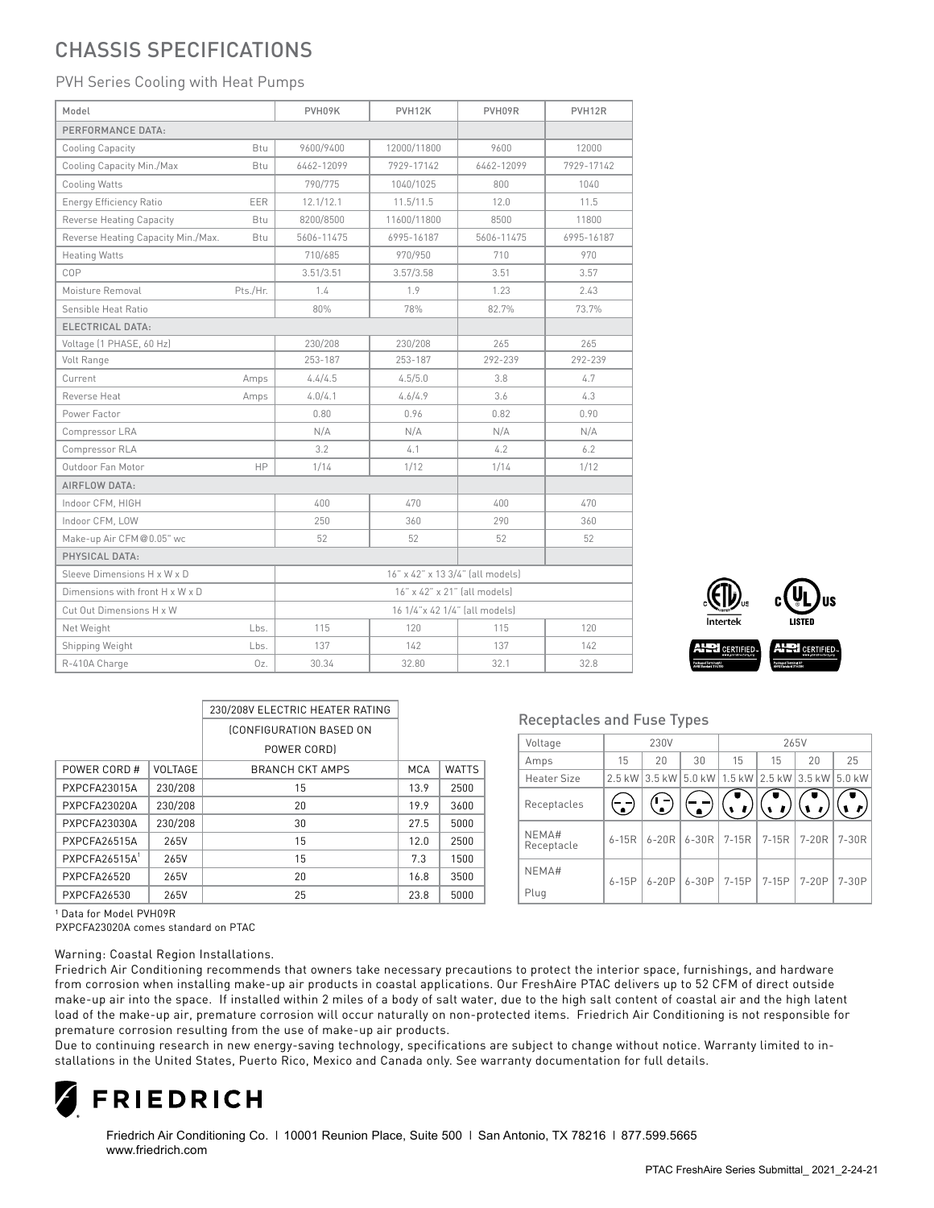# CHASSIS SPECIFICATIONS

## PVH Series Cooling with Heat Pumps

| Model | | PVH09K | PVH12K | PVH09R | PVH12R |
|---|---|---|---|---|---|
| PERFORMANCE DATA: | | | | | |
| Cooling Capacity | Btu | 9600/9400 | 12000/11800 | 9600 | 12000 |
| Cooling Capacity Min./Max | Btu | 6462-12099 | 7929-17142 | 6462-12099 | 7929-17142 |
| Cooling Watts | | 790/775 | 1040/1025 | 800 | 1040 |
| Energy Efficiency Ratio | EER | 12.1/12.1 | 11.5/11.5 | 12.0 | 11.5 |
| Reverse Heating Capacity | Btu | 8200/8500 | 11600/11800 | 8500 | 11800 |
| Reverse Heating Capacity Min./Max. | Btu | 5606-11475 | 6995-16187 | 5606-11475 | 6995-16187 |
| Heating Watts | | 710/685 | 970/950 | 710 | 970 |
| COP | | 3.51/3.51 | 3.57/3.58 | 3.51 | 3.57 |
| Moisture Removal | Pts./Hr. | 1.4 | 1.9 | 1.23 | 2.43 |
| Sensible Heat Ratio | | 80% | 78% | 82.7% | 73.7% |
| ELECTRICAL DATA: | | | | | |
| Voltage (1 PHASE, 60 Hz) | | 230/208 | 230/208 | 265 | 265 |
| Volt Range | | 253-187 | 253-187 | 292-239 | 292-239 |
| Current | Amps | 4.4/4.5 | 4.5/5.0 | 3.8 | 4.7 |
| Reverse Heat | Amps | 4.0/4.1 | 4.6/4.9 | 3.6 | 4.3 |
| Power Factor | | 0.80 | 0.96 | 0.82 | 0.90 |
| Compressor LRA | | N/A | N/A | N/A | N/A |
| Compressor RLA | | 3.2 | 4.1 | 4.2 | 6.2 |
| Outdoor Fan Motor | HP | 1/14 | 1/12 | 1/14 | 1/12 |
| AIRFLOW DATA: | | | | | |
| Indoor CFM, HIGH | | 400 | 470 | 400 | 470 |
| Indoor CFM, LOW | | 250 | 360 | 290 | 360 |
| Make-up Air CFM@0.05" wc | | 52 | 52 | 52 | 52 |
| PHYSICAL DATA: | | | | | |
| Sleeve Dimensions H x W x D | | 16" x 42" x 13 3/4" (all models) | | | |
| Dimensions with front H x W x D | | 16" x 42" x 21" (all models) | | | |
| Cut Out Dimensions H x W | | 16 1/4"x 42 1/4" (all models) | | | |
| Net Weight | Lbs. | 115 | 120 | 115 | 120 |
| Shipping Weight | Lbs. | 137 | 142 | 137 | 142 |
| R-410A Charge | Oz. | 30.34 | 32.80 | 32.1 | 32.8 |

| | | 230/208V ELECTRIC HEATER RATING (CONFIGURATION BASED ON POWER CORD) | | |
|---|---|---|---|---|
| POWER CORD # | VOLTAGE | BRANCH CKT AMPS | MCA | WATTS |
| PXPCFA23015A | 230/208 | 15 | 13.9 | 2500 |
| PXPCFA23020A | 230/208 | 20 | 19.9 | 3600 |
| PXPCFA23030A | 230/208 | 30 | 27.5 | 5000 |
| PXPCFA26515A | 265V | 15 | 12.0 | 2500 |
| PXPCFA26515A[1] | 265V | 15 | 7.3 | 1500 |
| PXPCFA26520 | 265V | 20 | 16.8 | 3500 |
| PXPCFA26530 | 265V | 25 | 23.8 | 5000 |

[1] Data for Model PVH09R

PXPCFA23020A comes standard on PTAC

## Receptacles and Fuse Types

| Voltage | 230V | | | 265V | | | |
|---|---|---|---|---|---|---|---|
| Amps | 15 | 20 | 30 | 15 | 15 | 20 | 25 |
| Heater Size | 2.5 kW | 3.5 kW | 5.0 kW | 1.5 kW | 2.5 kW | 3.5 kW | 5.0 kW |
| Receptacles | | | | | | | |
| NEMA# Receptacle | 6-15R | 6-20R | 6-30R | 7-15R | 7-15R | 7-20R | 7-30R |
| NEMA# Plug | 6-15P | 6-20P | 6-30P | 7-15P | 7-15P | 7-20P | 7-30P |

Warning: Coastal Region Installations.

Friedrich Air Conditioning recommends that owners take necessary precautions to protect the interior space, furnishings, and hardware from corrosion when installing make-up air products in coastal applications. Our FreshAire PTAC delivers up to 52 CFM of direct outside make-up air into the space. If installed within 2 miles of a body of salt water, due to the high salt content of coastal air and the high latent load of the make-up air, premature corrosion will occur naturally on non-protected items. Friedrich Air Conditioning is not responsible for premature corrosion resulting from the use of make-up air products.

Due to continuing research in new energy-saving technology, specifications are subject to change without notice. Warranty limited to installations in the United States, Puerto Rico, Mexico and Canada only. See warranty documentation for full details.

FRIEDRICH

Friedrich Air Conditioning Co. | 10001 Reunion Place, Suite 500 | San Antonio, TX 78216 | 877.599.5665
www.friedrich.com

PTAC FreshAire Series Submittal_ 2021_2-24-21